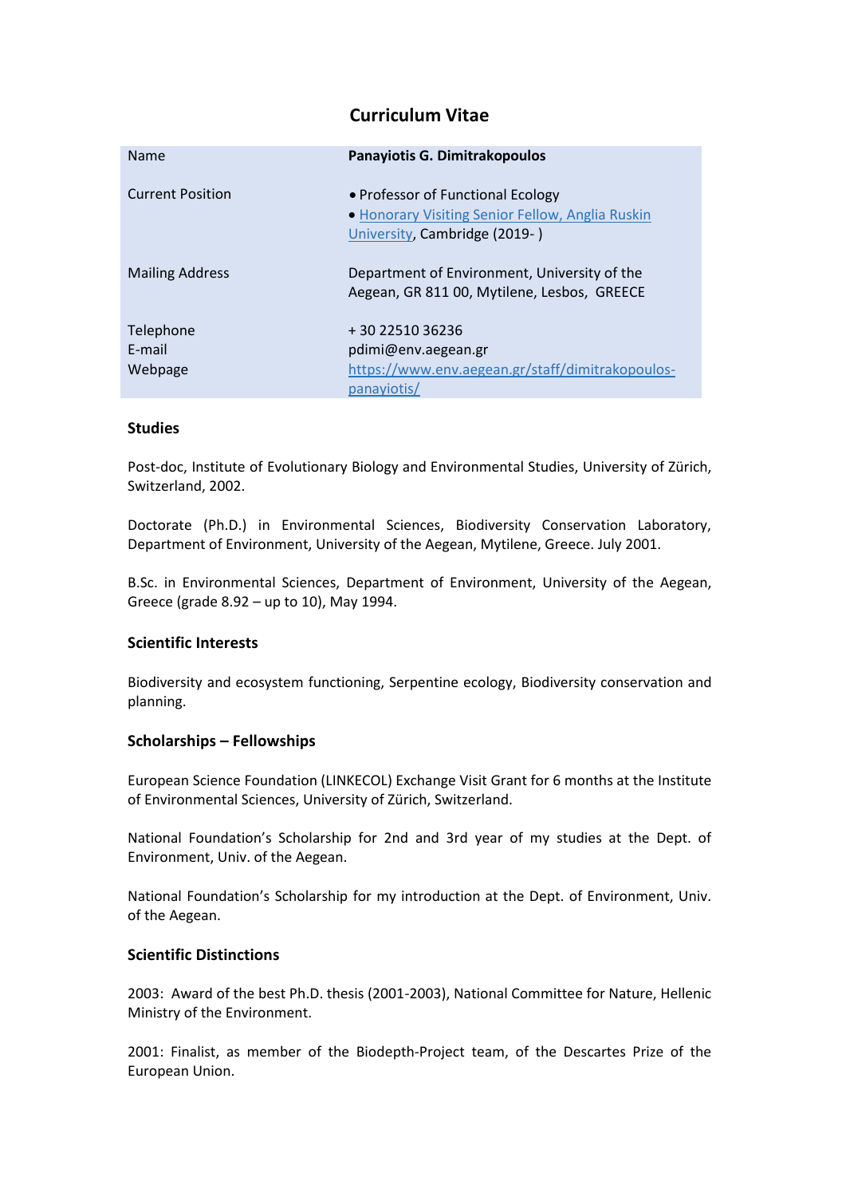# Curriculum Vitae

| | |
|---|---|
| Name | **Panayiotis G. Dimitrakopoulos** |
| Current Position | • Professor of Functional Ecology<br>• Honorary Visiting Senior Fellow, Anglia Ruskin University, Cambridge (2019- ) |
| Mailing Address | Department of Environment, University of the Aegean, GR 811 00, Mytilene, Lesbos, GREECE |
| Telephone<br>E-mail<br>Webpage | + 30 22510 36236<br>pdimi@env.aegean.gr<br>https://www.env.aegean.gr/staff/dimitrakopoulos-panayiotis/ |

### Studies

Post-doc, Institute of Evolutionary Biology and Environmental Studies, University of Zürich, Switzerland, 2002.

Doctorate (Ph.D.) in Environmental Sciences, Biodiversity Conservation Laboratory, Department of Environment, University of the Aegean, Mytilene, Greece. July 2001.

B.Sc. in Environmental Sciences, Department of Environment, University of the Aegean, Greece (grade 8.92 – up to 10), May 1994.

### Scientific Interests

Biodiversity and ecosystem functioning, Serpentine ecology, Biodiversity conservation and planning.

### Scholarships – Fellowships

European Science Foundation (LINKECOL) Exchange Visit Grant for 6 months at the Institute of Environmental Sciences, University of Zürich, Switzerland.

National Foundation's Scholarship for 2nd and 3rd year of my studies at the Dept. of Environment, Univ. of the Aegean.

National Foundation's Scholarship for my introduction at the Dept. of Environment, Univ. of the Aegean.

### Scientific Distinctions

2003: Award of the best Ph.D. thesis (2001-2003), National Committee for Nature, Hellenic Ministry of the Environment.

2001: Finalist, as member of the Biodepth-Project team, of the Descartes Prize of the European Union.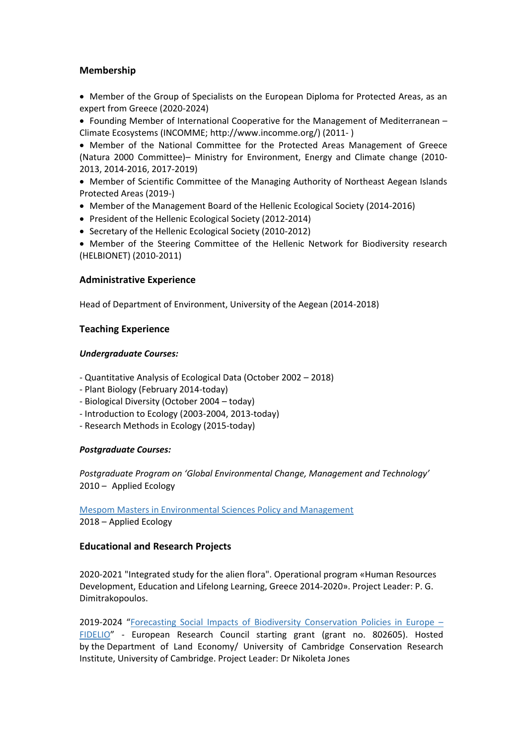## Membership

- Member of the Group of Specialists on the European Diploma for Protected Areas, as an expert from Greece (2020-2024)
- Founding Member of International Cooperative for the Management of Mediterranean – Climate Ecosystems (INCOMME; http://www.incomme.org/) (2011- )
- Member of the National Committee for the Protected Areas Management of Greece (Natura 2000 Committee)– Ministry for Environment, Energy and Climate change (2010-2013, 2014-2016, 2017-2019)
- Member of Scientific Committee of the Managing Authority of Northeast Aegean Islands Protected Areas (2019-)
- Member of the Management Board of the Hellenic Ecological Society (2014-2016)
- President of the Hellenic Ecological Society (2012-2014)
- Secretary of the Hellenic Ecological Society (2010-2012)
- Member of the Steering Committee of the Hellenic Network for Biodiversity research (HELBIONET) (2010-2011)

## Administrative Experience

Head of Department of Environment, University of the Aegean (2014-2018)

## Teaching Experience

### *Undergraduate Courses:*

- Quantitative Analysis of Ecological Data (October 2002 – 2018)
- Plant Biology (February 2014-today)
- Biological Diversity (October 2004 – today)
- Introduction to Ecology (2003-2004, 2013-today)
- Research Methods in Ecology (2015-today)

### *Postgraduate Courses:*

*Postgraduate Program on 'Global Environmental Change, Management and Technology'*
2010 – Applied Ecology

Mespom Masters in Environmental Sciences Policy and Management
2018 – Applied Ecology

## Educational and Research Projects

2020-2021 "Integrated study for the alien flora". Operational program «Human Resources Development, Education and Lifelong Learning, Greece 2014-2020». Project Leader: P. G. Dimitrakopoulos.

2019-2024 "Forecasting Social Impacts of Biodiversity Conservation Policies in Europe – FIDELIO" - European Research Council starting grant (grant no. 802605). Hosted by the Department of Land Economy/ University of Cambridge Conservation Research Institute, University of Cambridge. Project Leader: Dr Nikoleta Jones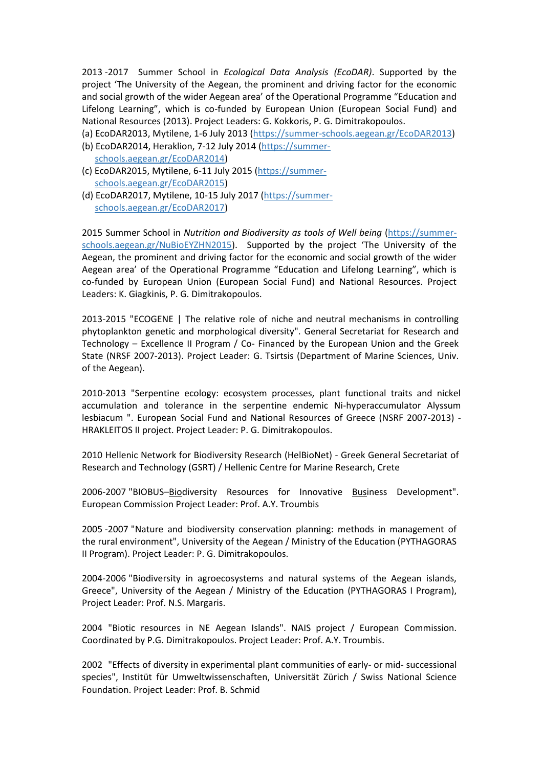2013 -2017 Summer School in *Ecological Data Analysis (EcoDAR)*. Supported by the project 'The University of the Aegean, the prominent and driving factor for the economic and social growth of the wider Aegean area' of the Operational Programme "Education and Lifelong Learning", which is co-funded by European Union (European Social Fund) and National Resources (2013). Project Leaders: G. Kokkoris, P. G. Dimitrakopoulos.

(a) EcoDAR2013, Mytilene, 1-6 July 2013 (https://summer-schools.aegean.gr/EcoDAR2013)
(b) EcoDAR2014, Heraklion, 7-12 July 2014 (https://summer-schools.aegean.gr/EcoDAR2014)
(c) EcoDAR2015, Mytilene, 6-11 July 2015 (https://summer-schools.aegean.gr/EcoDAR2015)
(d) EcoDAR2017, Mytilene, 10-15 July 2017 (https://summer-schools.aegean.gr/EcoDAR2017)

2015 Summer School in *Nutrition and Biodiversity as tools of Well being* (https://summer-schools.aegean.gr/NuBioEYZHN2015). Supported by the project 'The University of the Aegean, the prominent and driving factor for the economic and social growth of the wider Aegean area' of the Operational Programme "Education and Lifelong Learning", which is co-funded by European Union (European Social Fund) and National Resources. Project Leaders: K. Giagkinis, P. G. Dimitrakopoulos.

2013-2015 "ECOGENE | The relative role of niche and neutral mechanisms in controlling phytoplankton genetic and morphological diversity". General Secretariat for Research and Technology – Excellence II Program / Co- Financed by the European Union and the Greek State (NRSF 2007-2013). Project Leader: G. Tsirtsis (Department of Marine Sciences, Univ. of the Aegean).

2010-2013 "Serpentine ecology: ecosystem processes, plant functional traits and nickel accumulation and tolerance in the serpentine endemic Ni-hyperaccumulator Alyssum lesbiacum ". European Social Fund and National Resources of Greece (NSRF 2007-2013) - HRAKLEITOS II project. Project Leader: P. G. Dimitrakopoulos.

2010 Hellenic Network for Biodiversity Research (HelBioNet) - Greek General Secretariat of Research and Technology (GSRT) / Hellenic Centre for Marine Research, Crete

2006-2007 "BIOBUS–Biodiversity Resources for Innovative Business Development". European Commission Project Leader: Prof. A.Y. Troumbis

2005 -2007 "Nature and biodiversity conservation planning: methods in management of the rural environment", University of the Aegean / Ministry of the Education (PYTHAGORAS II Program). Project Leader: P. G. Dimitrakopoulos.

2004-2006 "Biodiversity in agroecosystems and natural systems of the Aegean islands, Greece", University of the Aegean / Ministry of the Education (PYTHAGORAS I Program), Project Leader: Prof. N.S. Margaris.

2004 "Biotic resources in NE Aegean Islands". NAIS project / European Commission. Coordinated by P.G. Dimitrakopoulos. Project Leader: Prof. A.Y. Troumbis.

2002 "Effects of diversity in experimental plant communities of early- or mid- successional species", Institüt für Umweltwissenschaften, Universität Zürich / Swiss National Science Foundation. Project Leader: Prof. B. Schmid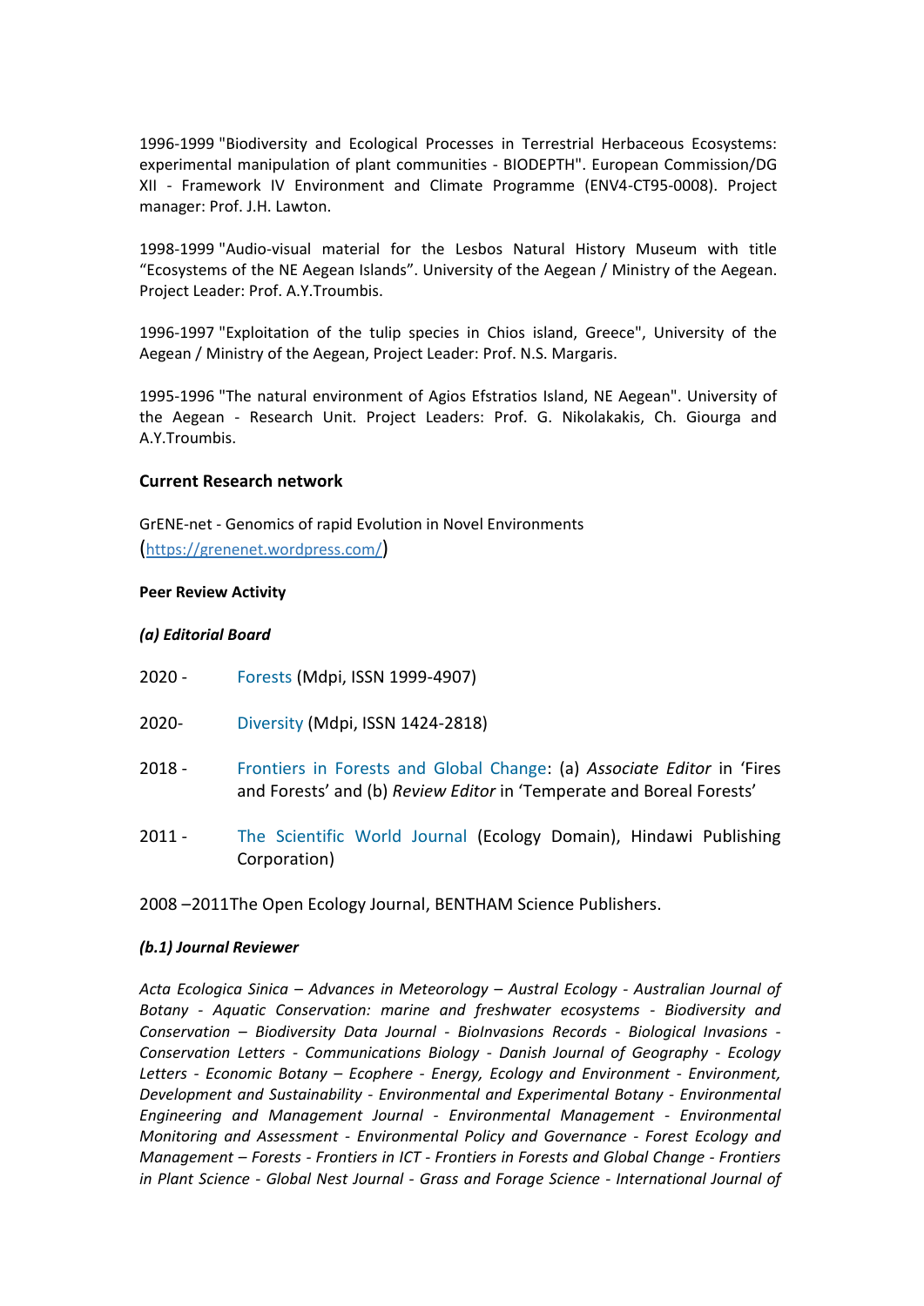1996-1999 "Biodiversity and Ecological Processes in Terrestrial Herbaceous Ecosystems: experimental manipulation of plant communities - BIODEPTH". European Commission/DG XII - Framework IV Environment and Climate Programme (ENV4-CT95-0008). Project manager: Prof. J.H. Lawton.

1998-1999 "Audio-visual material for the Lesbos Natural History Museum with title “Ecosystems of the NE Aegean Islands”. University of the Aegean / Ministry of the Aegean. Project Leader: Prof. A.Y.Troumbis.

1996-1997 "Exploitation of the tulip species in Chios island, Greece", University of the Aegean / Ministry of the Aegean, Project Leader: Prof. N.S. Margaris.

1995-1996 "The natural environment of Agios Efstratios Island, NE Aegean". University of the Aegean - Research Unit. Project Leaders: Prof. G. Nikolakakis, Ch. Giourga and A.Y.Troumbis.

### Current Research network

GrENE-net - Genomics of rapid Evolution in Novel Environments (https://grenenet.wordpress.com/)

### Peer Review Activity

***(a) Editorial Board***

2020 - Forests (Mdpi, ISSN 1999-4907)

2020- Diversity (Mdpi, ISSN 1424-2818)

2018 - Frontiers in Forests and Global Change: (a) *Associate Editor* in ‘Fires and Forests’ and (b) *Review Editor* in ‘Temperate and Boreal Forests’

2011 - The Scientific World Journal (Ecology Domain), Hindawi Publishing Corporation)

2008 –2011 The Open Ecology Journal, BENTHAM Science Publishers.

***(b.1) Journal Reviewer***

*Acta Ecologica Sinica – Advances in Meteorology – Austral Ecology - Australian Journal of Botany - Aquatic Conservation: marine and freshwater ecosystems - Biodiversity and Conservation – Biodiversity Data Journal - BioInvasions Records - Biological Invasions - Conservation Letters - Communications Biology - Danish Journal of Geography - Ecology Letters - Economic Botany – Ecophere - Energy, Ecology and Environment - Environment, Development and Sustainability - Environmental and Experimental Botany - Environmental Engineering and Management Journal - Environmental Management - Environmental Monitoring and Assessment - Environmental Policy and Governance - Forest Ecology and Management – Forests - Frontiers in ICT - Frontiers in Forests and Global Change - Frontiers in Plant Science - Global Nest Journal - Grass and Forage Science - International Journal of*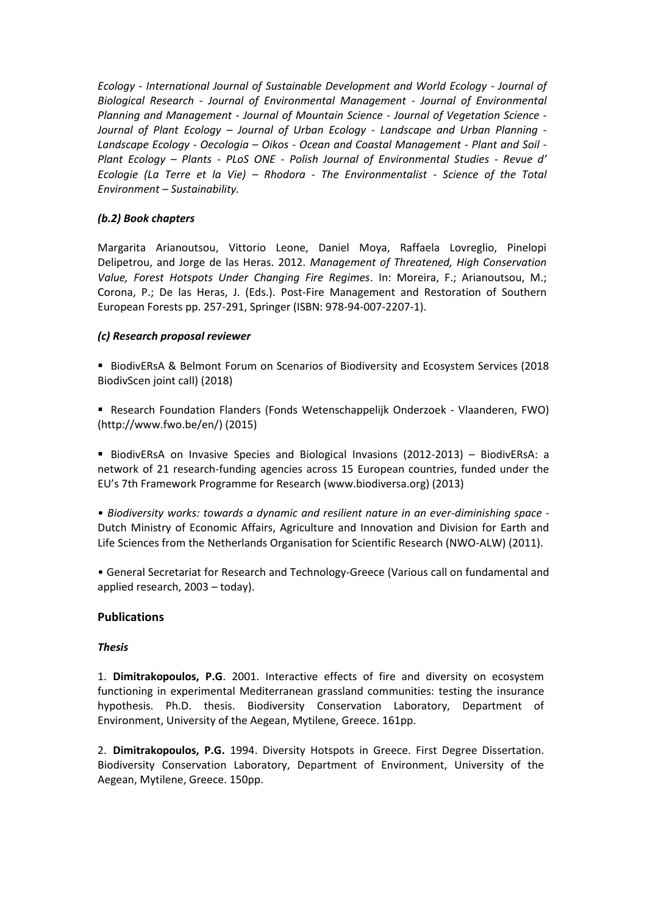*Ecology - International Journal of Sustainable Development and World Ecology - Journal of Biological Research - Journal of Environmental Management - Journal of Environmental Planning and Management - Journal of Mountain Science - Journal of Vegetation Science - Journal of Plant Ecology – Journal of Urban Ecology - Landscape and Urban Planning - Landscape Ecology - Oecologia – Oikos - Ocean and Coastal Management - Plant and Soil - Plant Ecology – Plants - PLoS ONE - Polish Journal of Environmental Studies - Revue d' Ecologie (La Terre et la Vie) – Rhodora - The Environmentalist - Science of the Total Environment – Sustainability.*

### *(b.2) Book chapters*

Margarita Arianoutsou, Vittorio Leone, Daniel Moya, Raffaela Lovreglio, Pinelopi Delipetrou, and Jorge de las Heras. 2012. *Management of Threatened, High Conservation Value, Forest Hotspots Under Changing Fire Regimes*. In: Moreira, F.; Arianoutsou, M.; Corona, P.; De las Heras, J. (Eds.). Post-Fire Management and Restoration of Southern European Forests pp. 257-291, Springer (ISBN: 978-94-007-2207-1).

### *(c) Research proposal reviewer*

- BiodivERsA & Belmont Forum on Scenarios of Biodiversity and Ecosystem Services (2018 BiodivScen joint call) (2018)

- Research Foundation Flanders (Fonds Wetenschappelijk Onderzoek - Vlaanderen, FWO) (http://www.fwo.be/en/) (2015)

- BiodivERsA on Invasive Species and Biological Invasions (2012-2013) – BiodivERsA: a network of 21 research-funding agencies across 15 European countries, funded under the EU's 7th Framework Programme for Research (www.biodiversa.org) (2013)

- *Biodiversity works: towards a dynamic and resilient nature in an ever-diminishing space* - Dutch Ministry of Economic Affairs, Agriculture and Innovation and Division for Earth and Life Sciences from the Netherlands Organisation for Scientific Research (NWO-ALW) (2011).

- General Secretariat for Research and Technology-Greece (Various call on fundamental and applied research, 2003 – today).

## Publications

### *Thesis*

1. **Dimitrakopoulos, P.G**. 2001. Interactive effects of fire and diversity on ecosystem functioning in experimental Mediterranean grassland communities: testing the insurance hypothesis. Ph.D. thesis. Biodiversity Conservation Laboratory, Department of Environment, University of the Aegean, Mytilene, Greece. 161pp.

2. **Dimitrakopoulos, P.G.** 1994. Diversity Hotspots in Greece. First Degree Dissertation. Biodiversity Conservation Laboratory, Department of Environment, University of the Aegean, Mytilene, Greece. 150pp.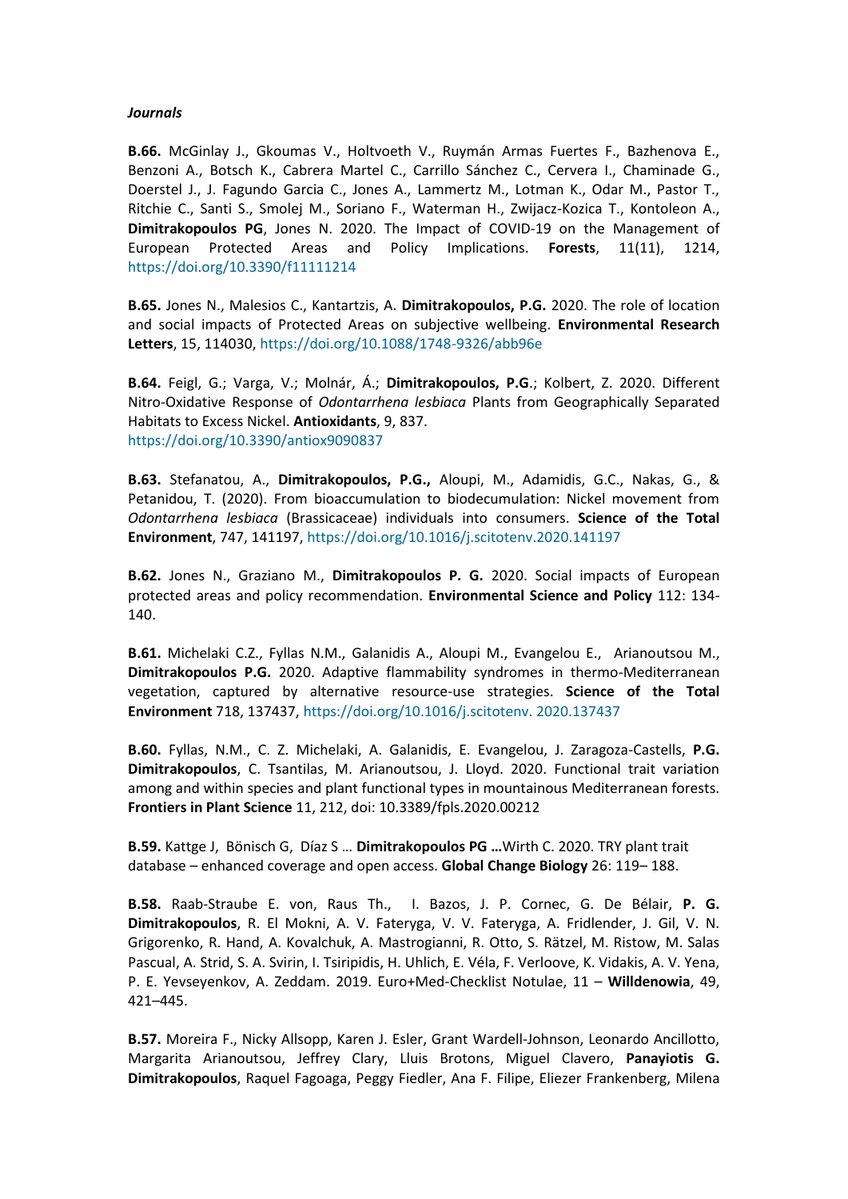***Journals***

**B.66.** McGinlay J., Gkoumas V., Holtvoeth V., Ruymán Armas Fuertes F., Bazhenova E., Benzoni A., Botsch K., Cabrera Martel C., Carrillo Sánchez C., Cervera I., Chaminade G., Doerstel J., J. Fagundo Garcia C., Jones A., Lammertz M., Lotman K., Odar M., Pastor T., Ritchie C., Santi S., Smolej M., Soriano F., Waterman H., Zwijacz-Kozica T., Kontoleon A., **Dimitrakopoulos PG**, Jones N. 2020. The Impact of COVID-19 on the Management of European Protected Areas and Policy Implications. **Forests**, 11(11), 1214, https://doi.org/10.3390/f11111214

**B.65.** Jones N., Malesios C., Kantartzis, A. **Dimitrakopoulos, P.G.** 2020. The role of location and social impacts of Protected Areas on subjective wellbeing. **Environmental Research Letters**, 15, 114030, https://doi.org/10.1088/1748-9326/abb96e

**B.64.** Feigl, G.; Varga, V.; Molnár, Á.; **Dimitrakopoulos, P.G**.; Kolbert, Z. 2020. Different Nitro-Oxidative Response of *Odontarrhena lesbiaca* Plants from Geographically Separated Habitats to Excess Nickel. **Antioxidants**, 9, 837.
https://doi.org/10.3390/antiox9090837

**B.63.** Stefanatou, A., **Dimitrakopoulos, P.G.,** Aloupi, M., Adamidis, G.C., Nakas, G., & Petanidou, T. (2020). From bioaccumulation to biodecumulation: Nickel movement from *Odontarrhena lesbiaca* (Brassicaceae) individuals into consumers. **Science of the Total Environment**, 747, 141197, https://doi.org/10.1016/j.scitotenv.2020.141197

**B.62.** Jones N., Graziano M., **Dimitrakopoulos P. G.** 2020. Social impacts of European protected areas and policy recommendation. **Environmental Science and Policy** 112: 134-140.

**B.61.** Michelaki C.Z., Fyllas N.M., Galanidis A., Aloupi M., Evangelou E., Arianoutsou M., **Dimitrakopoulos P.G.** 2020. Adaptive flammability syndromes in thermo-Mediterranean vegetation, captured by alternative resource-use strategies. **Science of the Total Environment** 718, 137437, https://doi.org/10.1016/j.scitotenv. 2020.137437

**B.60.** Fyllas, N.M., C. Z. Michelaki, A. Galanidis, E. Evangelou, J. Zaragoza-Castells, **P.G. Dimitrakopoulos**, C. Tsantilas, M. Arianoutsou, J. Lloyd. 2020. Functional trait variation among and within species and plant functional types in mountainous Mediterranean forests. **Frontiers in Plant Science** 11, 212, doi: 10.3389/fpls.2020.00212

**B.59.** Kattge J, Bönisch G, Díaz S … **Dimitrakopoulos PG …**Wirth C. 2020. TRY plant trait database – enhanced coverage and open access. **Global Change Biology** 26: 119– 188.

**B.58.** Raab-Straube E. von, Raus Th., I. Bazos, J. P. Cornec, G. De Bélair, **P. G. Dimitrakopoulos**, R. El Mokni, A. V. Fateryga, V. V. Fateryga, A. Fridlender, J. Gil, V. N. Grigorenko, R. Hand, A. Kovalchuk, A. Mastrogianni, R. Otto, S. Rätzel, M. Ristow, M. Salas Pascual, A. Strid, S. A. Svirin, I. Tsiripidis, H. Uhlich, E. Véla, F. Verloove, K. Vidakis, A. V. Yena, P. E. Yevseyenkov, A. Zeddam. 2019. Euro+Med-Checklist Notulae, 11 – **Willdenowia**, 49, 421–445.

**B.57.** Moreira F., Nicky Allsopp, Karen J. Esler, Grant Wardell-Johnson, Leonardo Ancillotto, Margarita Arianoutsou, Jeffrey Clary, Lluis Brotons, Miguel Clavero, **Panayiotis G. Dimitrakopoulos**, Raquel Fagoaga, Peggy Fiedler, Ana F. Filipe, Eliezer Frankenberg, Milena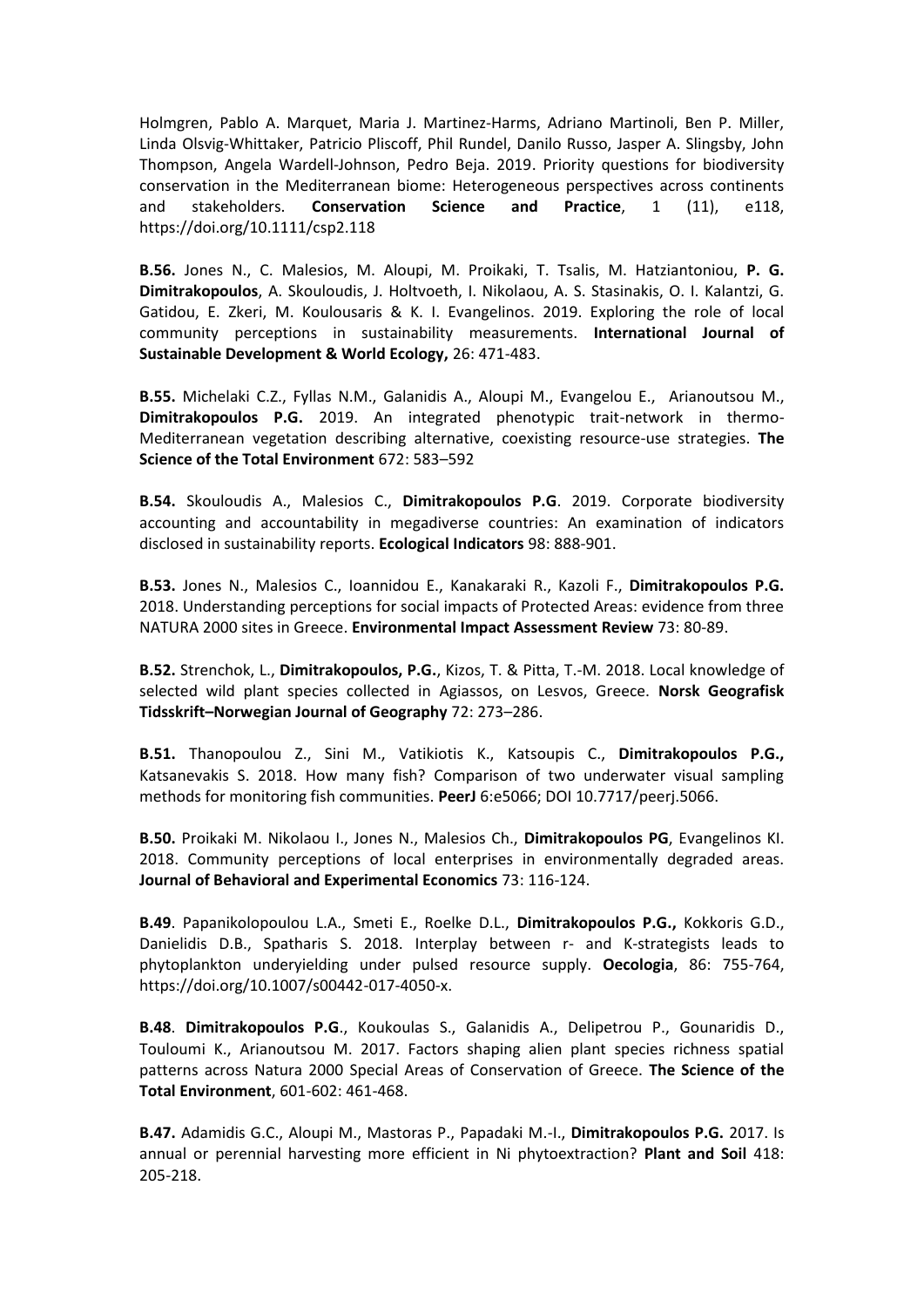Holmgren, Pablo A. Marquet, Maria J. Martinez-Harms, Adriano Martinoli, Ben P. Miller, Linda Olsvig-Whittaker, Patricio Pliscoff, Phil Rundel, Danilo Russo, Jasper A. Slingsby, John Thompson, Angela Wardell-Johnson, Pedro Beja. 2019. Priority questions for biodiversity conservation in the Mediterranean biome: Heterogeneous perspectives across continents and stakeholders. **Conservation Science and Practice**, 1 (11), e118, https://doi.org/10.1111/csp2.118

**B.56.** Jones N., C. Malesios, M. Aloupi, M. Proikaki, T. Tsalis, M. Hatziantoniou, **P. G. Dimitrakopoulos**, A. Skouloudis, J. Holtvoeth, I. Nikolaou, A. S. Stasinakis, O. I. Kalantzi, G. Gatidou, E. Zkeri, M. Koulousaris & K. I. Evangelinos. 2019. Exploring the role of local community perceptions in sustainability measurements. **International Journal of Sustainable Development & World Ecology,** 26: 471-483.

**B.55.** Michelaki C.Z., Fyllas N.M., Galanidis A., Aloupi M., Evangelou E., Arianoutsou M., **Dimitrakopoulos P.G.** 2019. An integrated phenotypic trait-network in thermo-Mediterranean vegetation describing alternative, coexisting resource-use strategies. **The Science of the Total Environment** 672: 583–592

**B.54.** Skouloudis A., Malesios C., **Dimitrakopoulos P.G**. 2019. Corporate biodiversity accounting and accountability in megadiverse countries: An examination of indicators disclosed in sustainability reports. **Ecological Indicators** 98: 888-901.

**B.53.** Jones N., Malesios C., Ioannidou E., Kanakaraki R., Kazoli F., **Dimitrakopoulos P.G.** 2018. Understanding perceptions for social impacts of Protected Areas: evidence from three NATURA 2000 sites in Greece. **Environmental Impact Assessment Review** 73: 80-89.

**B.52.** Strenchok, L., **Dimitrakopoulos, P.G.**, Kizos, T. & Pitta, T.-M. 2018. Local knowledge of selected wild plant species collected in Agiassos, on Lesvos, Greece. **Norsk Geografisk Tidsskrift–Norwegian Journal of Geography** 72: 273–286.

**B.51.** Thanopoulou Z., Sini M., Vatikiotis K., Katsoupis C., **Dimitrakopoulos P.G.,** Katsanevakis S. 2018. How many fish? Comparison of two underwater visual sampling methods for monitoring fish communities. **PeerJ** 6:e5066; DOI 10.7717/peerj.5066.

**B.50.** Proikaki M. Nikolaou I., Jones N., Malesios Ch., **Dimitrakopoulos PG**, Evangelinos KI. 2018. Community perceptions of local enterprises in environmentally degraded areas. **Journal of Behavioral and Experimental Economics** 73: 116-124.

**B.49**. Papanikolopoulou L.A., Smeti E., Roelke D.L., **Dimitrakopoulos P.G.,** Kokkoris G.D., Danielidis D.B., Spatharis S. 2018. Interplay between r- and K-strategists leads to phytoplankton underyielding under pulsed resource supply. **Oecologia**, 86: 755-764, https://doi.org/10.1007/s00442-017-4050-x.

**B.48**. **Dimitrakopoulos P.G**., Koukoulas S., Galanidis A., Delipetrou P., Gounaridis D., Touloumi K., Arianoutsou M. 2017. Factors shaping alien plant species richness spatial patterns across Natura 2000 Special Areas of Conservation of Greece. **The Science of the Total Environment**, 601-602: 461-468.

**B.47.** Adamidis G.C., Aloupi M., Mastoras P., Papadaki M.-I., **Dimitrakopoulos P.G.** 2017. Is annual or perennial harvesting more efficient in Ni phytoextraction? **Plant and Soil** 418: 205-218.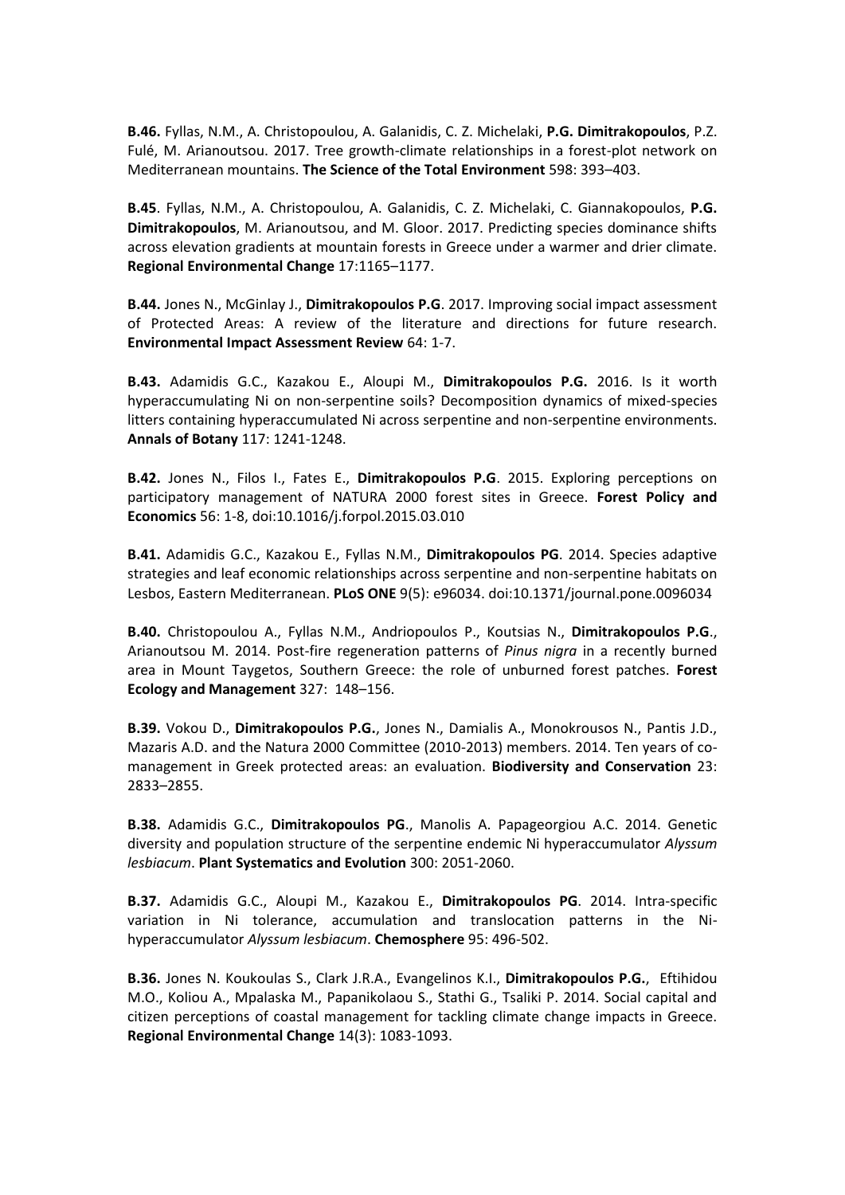**B.46.** Fyllas, N.M., A. Christopoulou, A. Galanidis, C. Z. Michelaki, **P.G. Dimitrakopoulos**, P.Z. Fulé, M. Arianoutsou. 2017. Tree growth-climate relationships in a forest-plot network on Mediterranean mountains. **The Science of the Total Environment** 598: 393–403.

**B.45**. Fyllas, N.M., A. Christopoulou, A. Galanidis, C. Z. Michelaki, C. Giannakopoulos, **P.G. Dimitrakopoulos**, M. Arianoutsou, and M. Gloor. 2017. Predicting species dominance shifts across elevation gradients at mountain forests in Greece under a warmer and drier climate. **Regional Environmental Change** 17:1165–1177.

**B.44.** Jones N., McGinlay J., **Dimitrakopoulos P.G**. 2017. Improving social impact assessment of Protected Areas: A review of the literature and directions for future research. **Environmental Impact Assessment Review** 64: 1-7.

**B.43.** Adamidis G.C., Kazakou E., Aloupi M., **Dimitrakopoulos P.G.** 2016. Is it worth hyperaccumulating Ni on non-serpentine soils? Decomposition dynamics of mixed-species litters containing hyperaccumulated Ni across serpentine and non-serpentine environments. **Annals of Botany** 117: 1241-1248.

**B.42.** Jones N., Filos I., Fates E., **Dimitrakopoulos P.G**. 2015. Exploring perceptions on participatory management of NATURA 2000 forest sites in Greece. **Forest Policy and Economics** 56: 1-8, doi:10.1016/j.forpol.2015.03.010

**B.41.** Adamidis G.C., Kazakou E., Fyllas N.M., **Dimitrakopoulos PG**. 2014. Species adaptive strategies and leaf economic relationships across serpentine and non-serpentine habitats on Lesbos, Eastern Mediterranean. **PLoS ONE** 9(5): e96034. doi:10.1371/journal.pone.0096034

**B.40.** Christopoulou A., Fyllas N.M., Andriopoulos P., Koutsias N., **Dimitrakopoulos P.G**., Arianoutsou M. 2014. Post-fire regeneration patterns of *Pinus nigra* in a recently burned area in Mount Taygetos, Southern Greece: the role of unburned forest patches. **Forest Ecology and Management** 327: 148–156.

**B.39.** Vokou D., **Dimitrakopoulos P.G.**, Jones N., Damialis A., Monokrousos N., Pantis J.D., Mazaris A.D. and the Natura 2000 Committee (2010-2013) members. 2014. Ten years of co-management in Greek protected areas: an evaluation. **Biodiversity and Conservation** 23: 2833–2855.

**B.38.** Adamidis G.C., **Dimitrakopoulos PG**., Manolis A. Papageorgiou A.C. 2014. Genetic diversity and population structure of the serpentine endemic Ni hyperaccumulator *Alyssum lesbiacum*. **Plant Systematics and Evolution** 300: 2051-2060.

**B.37.** Adamidis G.C., Aloupi M., Kazakou E., **Dimitrakopoulos PG**. 2014. Intra-specific variation in Ni tolerance, accumulation and translocation patterns in the Ni-hyperaccumulator *Alyssum lesbiacum*. **Chemosphere** 95: 496-502.

**B.36.** Jones N. Koukoulas S., Clark J.R.A., Evangelinos K.I., **Dimitrakopoulos P.G.**, Eftihidou M.O., Koliou A., Mpalaska M., Papanikolaou S., Stathi G., Tsaliki P. 2014. Social capital and citizen perceptions of coastal management for tackling climate change impacts in Greece. **Regional Environmental Change** 14(3): 1083-1093.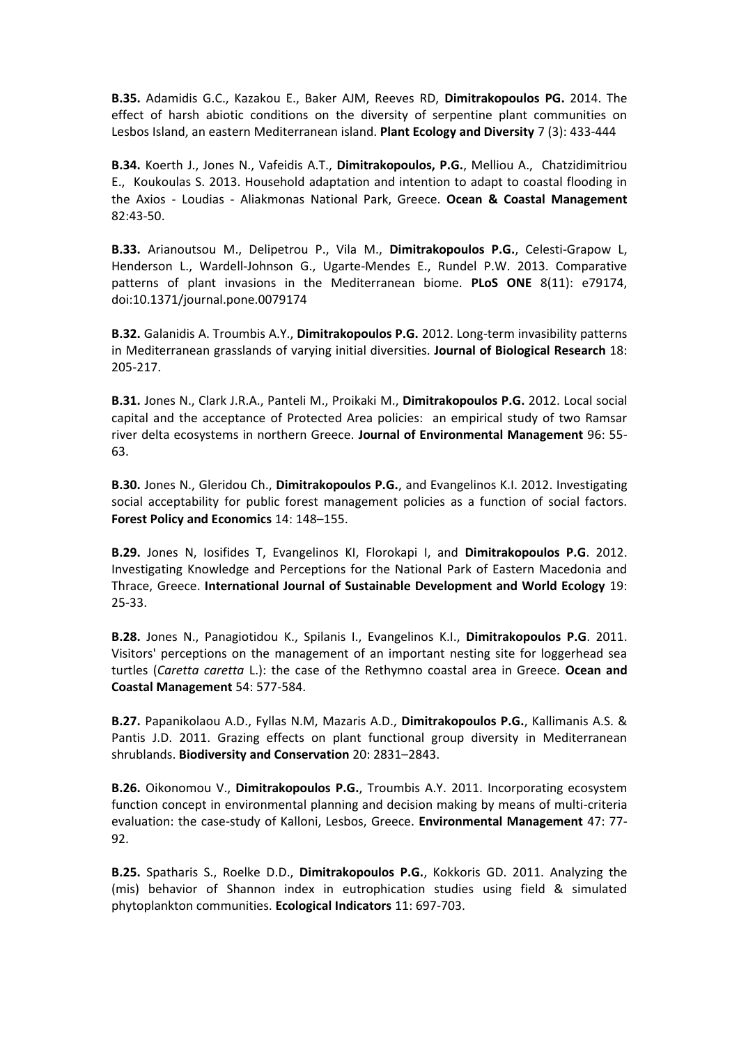**B.35.** Adamidis G.C., Kazakou E., Baker AJM, Reeves RD, **Dimitrakopoulos PG.** 2014. The effect of harsh abiotic conditions on the diversity of serpentine plant communities on Lesbos Island, an eastern Mediterranean island. **Plant Ecology and Diversity** 7 (3): 433-444

**B.34.** Koerth J., Jones N., Vafeidis A.T., **Dimitrakopoulos, P.G.**, Melliou A., Chatzidimitriou E., Koukoulas S. 2013. Household adaptation and intention to adapt to coastal flooding in the Axios - Loudias - Aliakmonas National Park, Greece. **Ocean & Coastal Management** 82:43-50.

**B.33.** Arianoutsou M., Delipetrou P., Vila M., **Dimitrakopoulos P.G.**, Celesti-Grapow L, Henderson L., Wardell-Johnson G., Ugarte-Mendes E., Rundel P.W. 2013. Comparative patterns of plant invasions in the Mediterranean biome. **PLoS ONE** 8(11): e79174, doi:10.1371/journal.pone.0079174

**B.32.** Galanidis A. Troumbis A.Y., **Dimitrakopoulos P.G.** 2012. Long-term invasibility patterns in Mediterranean grasslands of varying initial diversities. **Journal of Biological Research** 18: 205-217.

**B.31.** Jones N., Clark J.R.A., Panteli M., Proikaki M., **Dimitrakopoulos P.G.** 2012. Local social capital and the acceptance of Protected Area policies: an empirical study of two Ramsar river delta ecosystems in northern Greece. **Journal of Environmental Management** 96: 55-63.

**B.30.** Jones N., Gleridou Ch., **Dimitrakopoulos P.G.**, and Evangelinos K.I. 2012. Investigating social acceptability for public forest management policies as a function of social factors. **Forest Policy and Economics** 14: 148–155.

**B.29.** Jones N, Iosifides T, Evangelinos KI, Florokapi I, and **Dimitrakopoulos P.G**. 2012. Investigating Knowledge and Perceptions for the National Park of Eastern Macedonia and Thrace, Greece. **International Journal of Sustainable Development and World Ecology** 19: 25-33.

**B.28.** Jones N., Panagiotidou K., Spilanis I., Evangelinos K.I., **Dimitrakopoulos P.G**. 2011. Visitors' perceptions on the management of an important nesting site for loggerhead sea turtles (*Caretta caretta* L.): the case of the Rethymno coastal area in Greece. **Ocean and Coastal Management** 54: 577-584.

**B.27.** Papanikolaou A.D., Fyllas N.M, Mazaris A.D., **Dimitrakopoulos P.G.**, Kallimanis A.S. & Pantis J.D. 2011. Grazing effects on plant functional group diversity in Mediterranean shrublands. **Biodiversity and Conservation** 20: 2831–2843.

**B.26.** Oikonomou V., **Dimitrakopoulos P.G.**, Troumbis A.Y. 2011. Incorporating ecosystem function concept in environmental planning and decision making by means of multi-criteria evaluation: the case-study of Kalloni, Lesbos, Greece. **Environmental Management** 47: 77-92.

**B.25.** Spatharis S., Roelke D.D., **Dimitrakopoulos P.G.**, Kokkoris GD. 2011. Analyzing the (mis) behavior of Shannon index in eutrophication studies using field & simulated phytoplankton communities. **Ecological Indicators** 11: 697-703.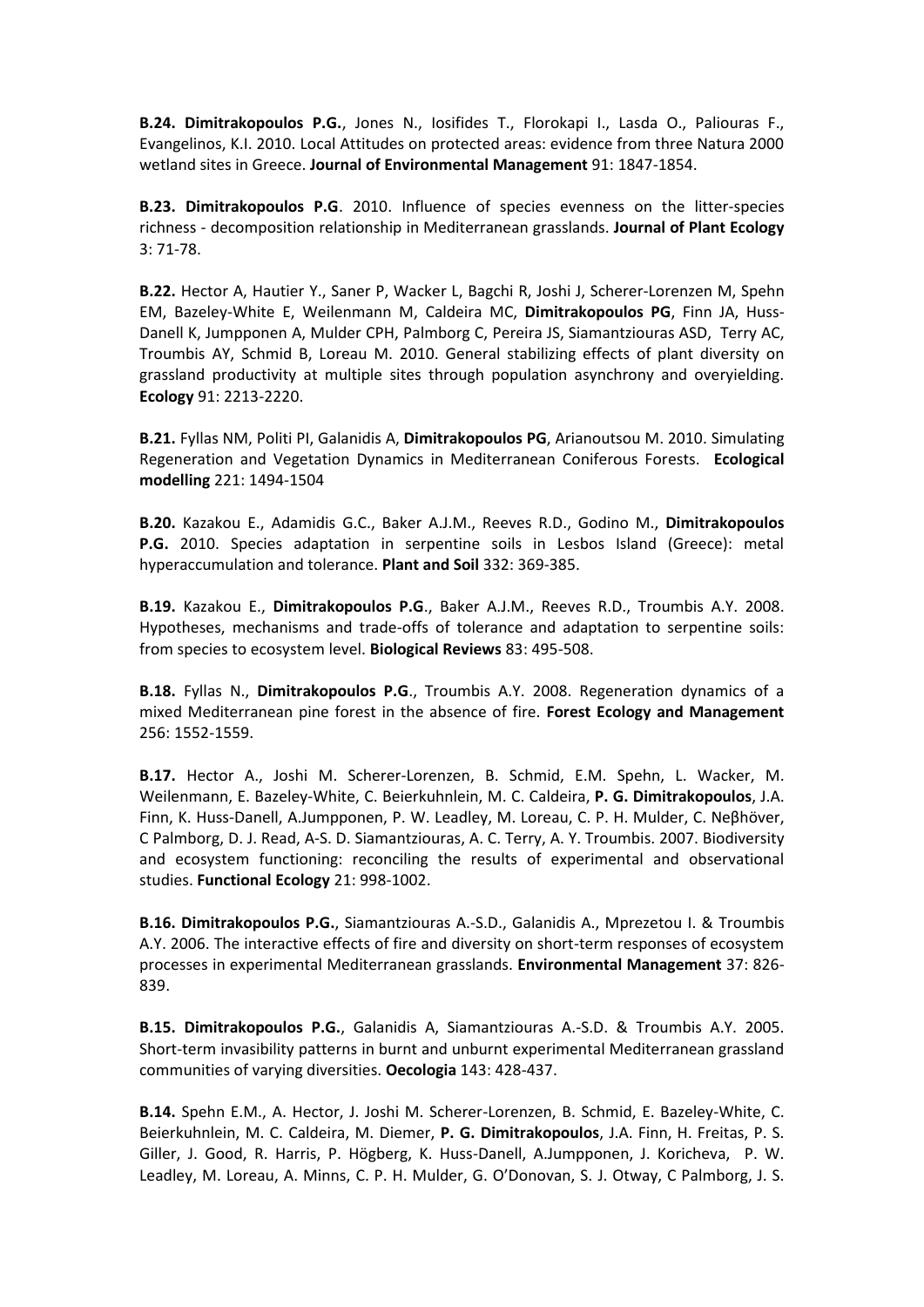**B.24. Dimitrakopoulos P.G.**, Jones N., Iosifides T., Florokapi I., Lasda O., Paliouras F., Evangelinos, K.I. 2010. Local Attitudes on protected areas: evidence from three Natura 2000 wetland sites in Greece. **Journal of Environmental Management** 91: 1847-1854.

**B.23. Dimitrakopoulos P.G**. 2010. Influence of species evenness on the litter-species richness - decomposition relationship in Mediterranean grasslands. **Journal of Plant Ecology** 3: 71-78.

**B.22.** Hector A, Hautier Y., Saner P, Wacker L, Bagchi R, Joshi J, Scherer-Lorenzen M, Spehn EM, Bazeley-White E, Weilenmann M, Caldeira MC, **Dimitrakopoulos PG**, Finn JA, Huss-Danell K, Jumpponen A, Mulder CPH, Palmborg C, Pereira JS, Siamantziouras ASD, Terry AC, Troumbis AY, Schmid B, Loreau M. 2010. General stabilizing effects of plant diversity on grassland productivity at multiple sites through population asynchrony and overyielding. **Ecology** 91: 2213-2220.

**B.21.** Fyllas NM, Politi PI, Galanidis A, **Dimitrakopoulos PG**, Arianoutsou M. 2010. Simulating Regeneration and Vegetation Dynamics in Mediterranean Coniferous Forests. **Ecological modelling** 221: 1494-1504

**B.20.** Kazakou E., Adamidis G.C., Baker A.J.M., Reeves R.D., Godino M., **Dimitrakopoulos P.G.** 2010. Species adaptation in serpentine soils in Lesbos Island (Greece): metal hyperaccumulation and tolerance. **Plant and Soil** 332: 369-385.

**B.19.** Kazakou E., **Dimitrakopoulos P.G**., Baker A.J.M., Reeves R.D., Troumbis A.Y. 2008. Hypotheses, mechanisms and trade-offs of tolerance and adaptation to serpentine soils: from species to ecosystem level. **Biological Reviews** 83: 495-508.

**B.18.** Fyllas N., **Dimitrakopoulos P.G**., Troumbis A.Y. 2008. Regeneration dynamics of a mixed Mediterranean pine forest in the absence of fire. **Forest Ecology and Management** 256: 1552-1559.

**B.17.** Hector A., Joshi M. Scherer-Lorenzen, B. Schmid, E.M. Spehn, L. Wacker, M. Weilenmann, E. Bazeley-White, C. Beierkuhnlein, M. C. Caldeira, **P. G. Dimitrakopoulos**, J.A. Finn, K. Huss-Danell, A.Jumpponen, P. W. Leadley, M. Loreau, C. P. H. Mulder, C. Neβhöver, C Palmborg, D. J. Read, A-S. D. Siamantziouras, A. C. Terry, A. Y. Troumbis. 2007. Biodiversity and ecosystem functioning: reconciling the results of experimental and observational studies. **Functional Ecology** 21: 998-1002.

**B.16. Dimitrakopoulos P.G.**, Siamantziouras A.-S.D., Galanidis A., Mprezetou I. & Troumbis A.Y. 2006. The interactive effects of fire and diversity on short-term responses of ecosystem processes in experimental Mediterranean grasslands. **Environmental Management** 37: 826-839.

**B.15. Dimitrakopoulos P.G.**, Galanidis A, Siamantziouras A.-S.D. & Troumbis A.Y. 2005. Short-term invasibility patterns in burnt and unburnt experimental Mediterranean grassland communities of varying diversities. **Oecologia** 143: 428-437.

**B.14.** Spehn E.M., A. Hector, J. Joshi M. Scherer-Lorenzen, B. Schmid, E. Bazeley-White, C. Beierkuhnlein, M. C. Caldeira, M. Diemer, **P. G. Dimitrakopoulos**, J.A. Finn, H. Freitas, P. S. Giller, J. Good, R. Harris, P. Högberg, K. Huss-Danell, A.Jumpponen, J. Koricheva, P. W. Leadley, M. Loreau, A. Minns, C. P. H. Mulder, G. O'Donovan, S. J. Otway, C Palmborg, J. S.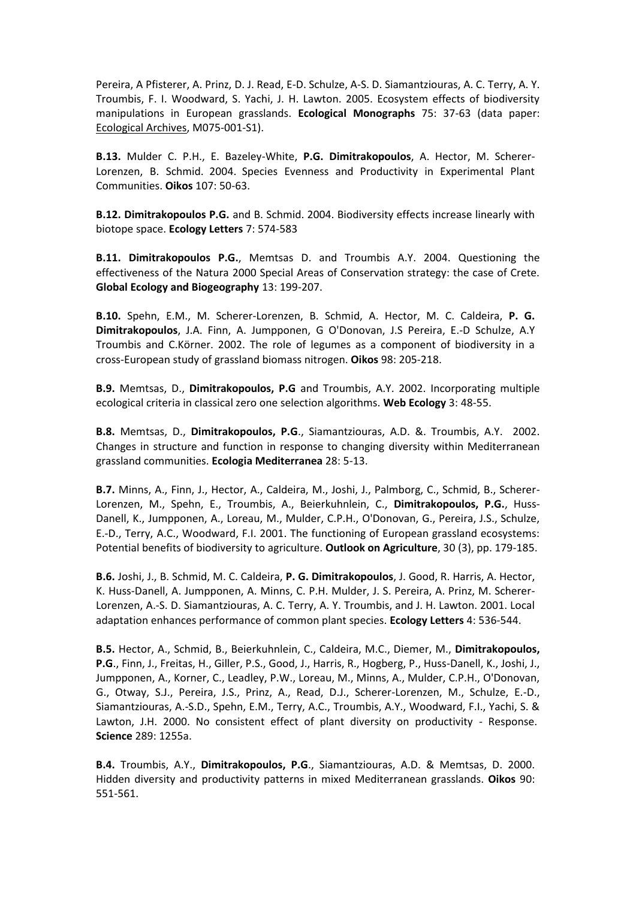Pereira, A Pfisterer, A. Prinz, D. J. Read, E-D. Schulze, A-S. D. Siamantziouras, A. C. Terry, A. Y. Troumbis, F. I. Woodward, S. Yachi, J. H. Lawton. 2005. Ecosystem effects of biodiversity manipulations in European grasslands. **Ecological Monographs** 75: 37-63 (data paper: Ecological Archives, M075-001-S1).

**B.13.** Mulder C. P.H., E. Bazeley-White, **P.G. Dimitrakopoulos**, A. Hector, M. Scherer-Lorenzen, B. Schmid. 2004. Species Evenness and Productivity in Experimental Plant Communities. **Oikos** 107: 50-63.

**B.12. Dimitrakopoulos P.G.** and B. Schmid. 2004. Biodiversity effects increase linearly with biotope space. **Ecology Letters** 7: 574-583

**B.11. Dimitrakopoulos P.G.**, Memtsas D. and Troumbis A.Y. 2004. Questioning the effectiveness of the Natura 2000 Special Areas of Conservation strategy: the case of Crete. **Global Ecology and Biogeography** 13: 199-207.

**B.10.** Spehn, E.M., M. Scherer-Lorenzen, B. Schmid, A. Hector, M. C. Caldeira, **P. G. Dimitrakopoulos**, J.A. Finn, A. Jumpponen, G O'Donovan, J.S Pereira, E.-D Schulze, A.Y Troumbis and C.Körner. 2002. The role of legumes as a component of biodiversity in a cross-European study of grassland biomass nitrogen. **Oikos** 98: 205-218.

**B.9.** Memtsas, D., **Dimitrakopoulos, P.G** and Troumbis, A.Y. 2002. Incorporating multiple ecological criteria in classical zero one selection algorithms. **Web Ecology** 3: 48-55.

**B.8.** Memtsas, D., **Dimitrakopoulos, P.G**., Siamantziouras, A.D. &. Troumbis, A.Y. 2002. Changes in structure and function in response to changing diversity within Mediterranean grassland communities. **Ecologia Mediterranea** 28: 5-13.

**B.7.** Minns, A., Finn, J., Hector, A., Caldeira, M., Joshi, J., Palmborg, C., Schmid, B., Scherer-Lorenzen, M., Spehn, E., Troumbis, A., Beierkuhnlein, C., **Dimitrakopoulos, P.G.**, Huss-Danell, K., Jumpponen, A., Loreau, M., Mulder, C.P.H., O'Donovan, G., Pereira, J.S., Schulze, E.-D., Terry, A.C., Woodward, F.I. 2001. The functioning of European grassland ecosystems: Potential benefits of biodiversity to agriculture. **Outlook on Agriculture**, 30 (3), pp. 179-185.

**B.6.** Joshi, J., B. Schmid, M. C. Caldeira, **P. G. Dimitrakopoulos**, J. Good, R. Harris, A. Hector, K. Huss-Danell, A. Jumpponen, A. Minns, C. P.H. Mulder, J. S. Pereira, A. Prinz, M. Scherer-Lorenzen, A.-S. D. Siamantziouras, A. C. Terry, A. Y. Troumbis, and J. H. Lawton. 2001. Local adaptation enhances performance of common plant species. **Ecology Letters** 4: 536-544.

**B.5.** Hector, A., Schmid, B., Beierkuhnlein, C., Caldeira, M.C., Diemer, M., **Dimitrakopoulos, P.G**., Finn, J., Freitas, H., Giller, P.S., Good, J., Harris, R., Hogberg, P., Huss-Danell, K., Joshi, J., Jumpponen, A., Korner, C., Leadley, P.W., Loreau, M., Minns, A., Mulder, C.P.H., O'Donovan, G., Otway, S.J., Pereira, J.S., Prinz, A., Read, D.J., Scherer-Lorenzen, M., Schulze, E.-D., Siamantziouras, A.-S.D., Spehn, E.M., Terry, A.C., Troumbis, A.Y., Woodward, F.I., Yachi, S. & Lawton, J.H. 2000. No consistent effect of plant diversity on productivity - Response. **Science** 289: 1255a.

**B.4.** Troumbis, A.Y., **Dimitrakopoulos, P.G**., Siamantziouras, A.D. & Memtsas, D. 2000. Hidden diversity and productivity patterns in mixed Mediterranean grasslands. **Oikos** 90: 551-561.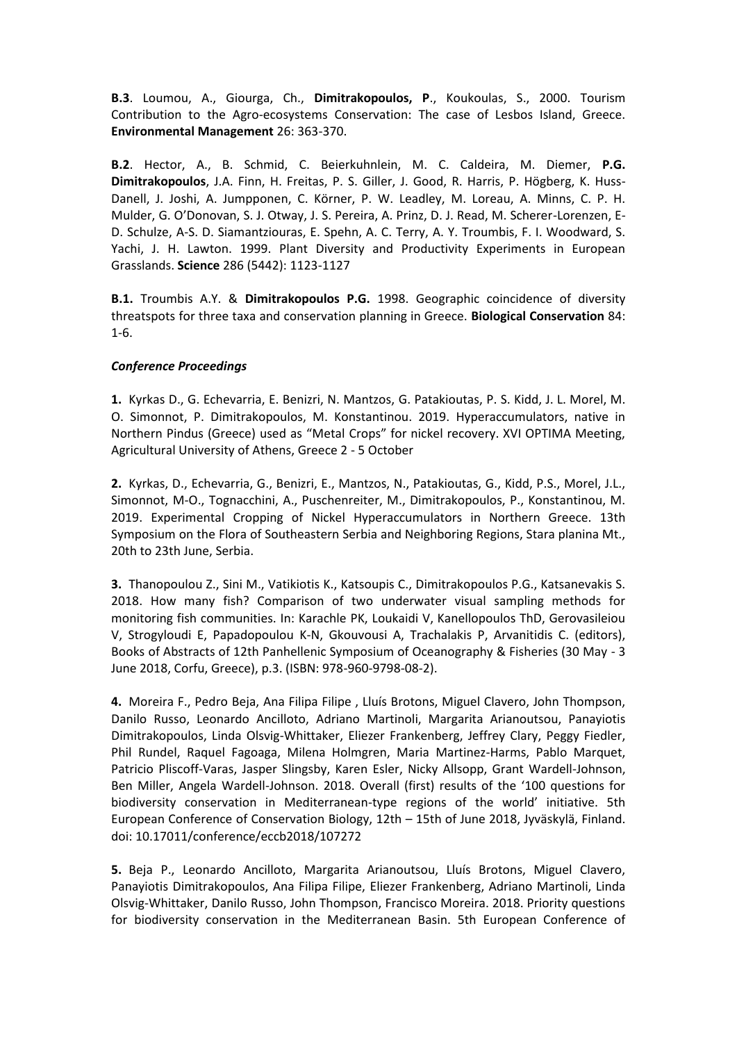**B.3**. Loumou, A., Giourga, Ch., **Dimitrakopoulos, P**., Koukoulas, S., 2000. Tourism Contribution to the Agro-ecosystems Conservation: The case of Lesbos Island, Greece. **Environmental Management** 26: 363-370.

**B.2**. Hector, A., B. Schmid, C. Beierkuhnlein, M. C. Caldeira, M. Diemer, **P.G. Dimitrakopoulos**, J.A. Finn, H. Freitas, P. S. Giller, J. Good, R. Harris, P. Högberg, K. Huss-Danell, J. Joshi, A. Jumpponen, C. Körner, P. W. Leadley, M. Loreau, A. Minns, C. P. H. Mulder, G. O'Donovan, S. J. Otway, J. S. Pereira, A. Prinz, D. J. Read, M. Scherer-Lorenzen, E-D. Schulze, A-S. D. Siamantziouras, E. Spehn, A. C. Terry, A. Y. Troumbis, F. I. Woodward, S. Yachi, J. H. Lawton. 1999. Plant Diversity and Productivity Experiments in European Grasslands. **Science** 286 (5442): 1123-1127

**B.1.** Troumbis A.Y. & **Dimitrakopoulos P.G.** 1998. Geographic coincidence of diversity threatspots for three taxa and conservation planning in Greece. **Biological Conservation** 84: 1-6.

***Conference Proceedings***

**1.** Kyrkas D., G. Echevarria, E. Benizri, N. Mantzos, G. Patakioutas, P. S. Kidd, J. L. Morel, M. O. Simonnot, P. Dimitrakopoulos, M. Konstantinou. 2019. Hyperaccumulators, native in Northern Pindus (Greece) used as "Metal Crops" for nickel recovery. XVI OPTIMA Meeting, Agricultural University of Athens, Greece 2 - 5 October

**2.** Kyrkas, D., Echevarria, G., Benizri, E., Mantzos, N., Patakioutas, G., Kidd, P.S., Morel, J.L., Simonnot, M-O., Tognacchini, A., Puschenreiter, M., Dimitrakopoulos, P., Konstantinou, M. 2019. Experimental Cropping of Nickel Hyperaccumulators in Northern Greece. 13th Symposium on the Flora of Southeastern Serbia and Neighboring Regions, Stara planina Mt., 20th to 23th June, Serbia.

**3.** Thanopoulou Z., Sini M., Vatikiotis K., Katsoupis C., Dimitrakopoulos P.G., Katsanevakis S. 2018. How many fish? Comparison of two underwater visual sampling methods for monitoring fish communities. In: Karachle PK, Loukaidi V, Kanellopoulos ThD, Gerovasileiou V, Strogyloudi E, Papadopoulou K-N, Gkouvousi A, Trachalakis P, Arvanitidis C. (editors), Books of Abstracts of 12th Panhellenic Symposium of Oceanography & Fisheries (30 May - 3 June 2018, Corfu, Greece), p.3. (ISBN: 978-960-9798-08-2).

**4.** Moreira F., Pedro Beja, Ana Filipa Filipe , Lluís Brotons, Miguel Clavero, John Thompson, Danilo Russo, Leonardo Ancilloto, Adriano Martinoli, Margarita Arianoutsou, Panayiotis Dimitrakopoulos, Linda Olsvig-Whittaker, Eliezer Frankenberg, Jeffrey Clary, Peggy Fiedler, Phil Rundel, Raquel Fagoaga, Milena Holmgren, Maria Martinez-Harms, Pablo Marquet, Patricio Pliscoff-Varas, Jasper Slingsby, Karen Esler, Nicky Allsopp, Grant Wardell-Johnson, Ben Miller, Angela Wardell-Johnson. 2018. Overall (first) results of the '100 questions for biodiversity conservation in Mediterranean-type regions of the world' initiative. 5th European Conference of Conservation Biology, 12th – 15th of June 2018, Jyväskylä, Finland. doi: 10.17011/conference/eccb2018/107272

**5.** Beja P., Leonardo Ancilloto, Margarita Arianoutsou, Lluís Brotons, Miguel Clavero, Panayiotis Dimitrakopoulos, Ana Filipa Filipe, Eliezer Frankenberg, Adriano Martinoli, Linda Olsvig-Whittaker, Danilo Russo, John Thompson, Francisco Moreira. 2018. Priority questions for biodiversity conservation in the Mediterranean Basin. 5th European Conference of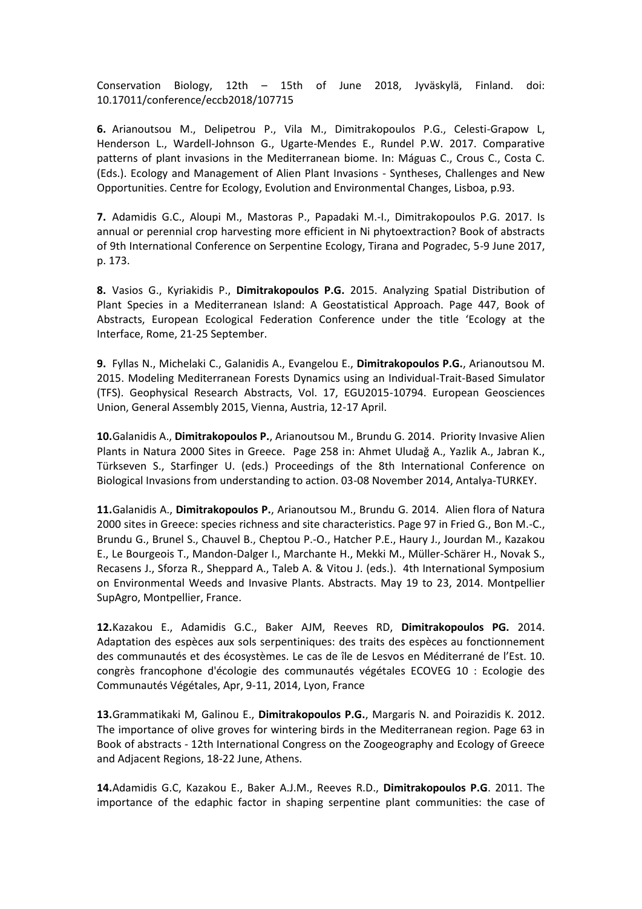Conservation Biology, 12th – 15th of June 2018, Jyväskylä, Finland. doi: 10.17011/conference/eccb2018/107715

**6.** Arianoutsou M., Delipetrou P., Vila M., Dimitrakopoulos P.G., Celesti-Grapow L, Henderson L., Wardell-Johnson G., Ugarte-Mendes E., Rundel P.W. 2017. Comparative patterns of plant invasions in the Mediterranean biome. In: Máguas C., Crous C., Costa C. (Eds.). Ecology and Management of Alien Plant Invasions - Syntheses, Challenges and New Opportunities. Centre for Ecology, Evolution and Environmental Changes, Lisboa, p.93.

**7.** Adamidis G.C., Aloupi M., Mastoras P., Papadaki M.-I., Dimitrakopoulos P.G. 2017. Is annual or perennial crop harvesting more efficient in Ni phytoextraction? Book of abstracts of 9th International Conference on Serpentine Ecology, Tirana and Pogradec, 5-9 June 2017, p. 173.

**8.** Vasios G., Kyriakidis P., **Dimitrakopoulos P.G.** 2015. Analyzing Spatial Distribution of Plant Species in a Mediterranean Island: A Geostatistical Approach. Page 447, Book of Abstracts, European Ecological Federation Conference under the title 'Ecology at the Interface, Rome, 21-25 September.

**9.** Fyllas N., Michelaki C., Galanidis A., Evangelou E., **Dimitrakopoulos P.G.**, Arianoutsou M. 2015. Modeling Mediterranean Forests Dynamics using an Individual-Trait-Based Simulator (TFS). Geophysical Research Abstracts, Vol. 17, EGU2015-10794. European Geosciences Union, General Assembly 2015, Vienna, Austria, 12-17 April.

**10.** Galanidis A., **Dimitrakopoulos P.**, Arianoutsou M., Brundu G. 2014. Priority Invasive Alien Plants in Natura 2000 Sites in Greece. Page 258 in: Ahmet Uludağ A., Yazlik A., Jabran K., Türkseven S., Starfinger U. (eds.) Proceedings of the 8th International Conference on Biological Invasions from understanding to action. 03-08 November 2014, Antalya-TURKEY.

**11.** Galanidis A., **Dimitrakopoulos P.**, Arianoutsou M., Brundu G. 2014. Alien flora of Natura 2000 sites in Greece: species richness and site characteristics. Page 97 in Fried G., Bon M.-C., Brundu G., Brunel S., Chauvel B., Cheptou P.-O., Hatcher P.E., Haury J., Jourdan M., Kazakou E., Le Bourgeois T., Mandon-Dalger I., Marchante H., Mekki M., Müller-Schärer H., Novak S., Recasens J., Sforza R., Sheppard A., Taleb A. & Vitou J. (eds.). 4th International Symposium on Environmental Weeds and Invasive Plants. Abstracts. May 19 to 23, 2014. Montpellier SupAgro, Montpellier, France.

**12.** Kazakou E., Adamidis G.C., Baker AJM, Reeves RD, **Dimitrakopoulos PG.** 2014. Adaptation des espèces aux sols serpentiniques: des traits des espèces au fonctionnement des communautés et des écosystèmes. Le cas de île de Lesvos en Méditerrané de l'Est. 10. congrès francophone d'écologie des communautés végétales ECOVEG 10 : Ecologie des Communautés Végétales, Apr, 9-11, 2014, Lyon, France

**13.** Grammatikaki M, Galinou E., **Dimitrakopoulos P.G.**, Margaris N. and Poirazidis K. 2012. The importance of olive groves for wintering birds in the Mediterranean region. Page 63 in Book of abstracts - 12th International Congress on the Zoogeography and Ecology of Greece and Adjacent Regions, 18-22 June, Athens.

**14.** Adamidis G.C, Kazakou E., Baker A.J.M., Reeves R.D., **Dimitrakopoulos P.G**. 2011. The importance of the edaphic factor in shaping serpentine plant communities: the case of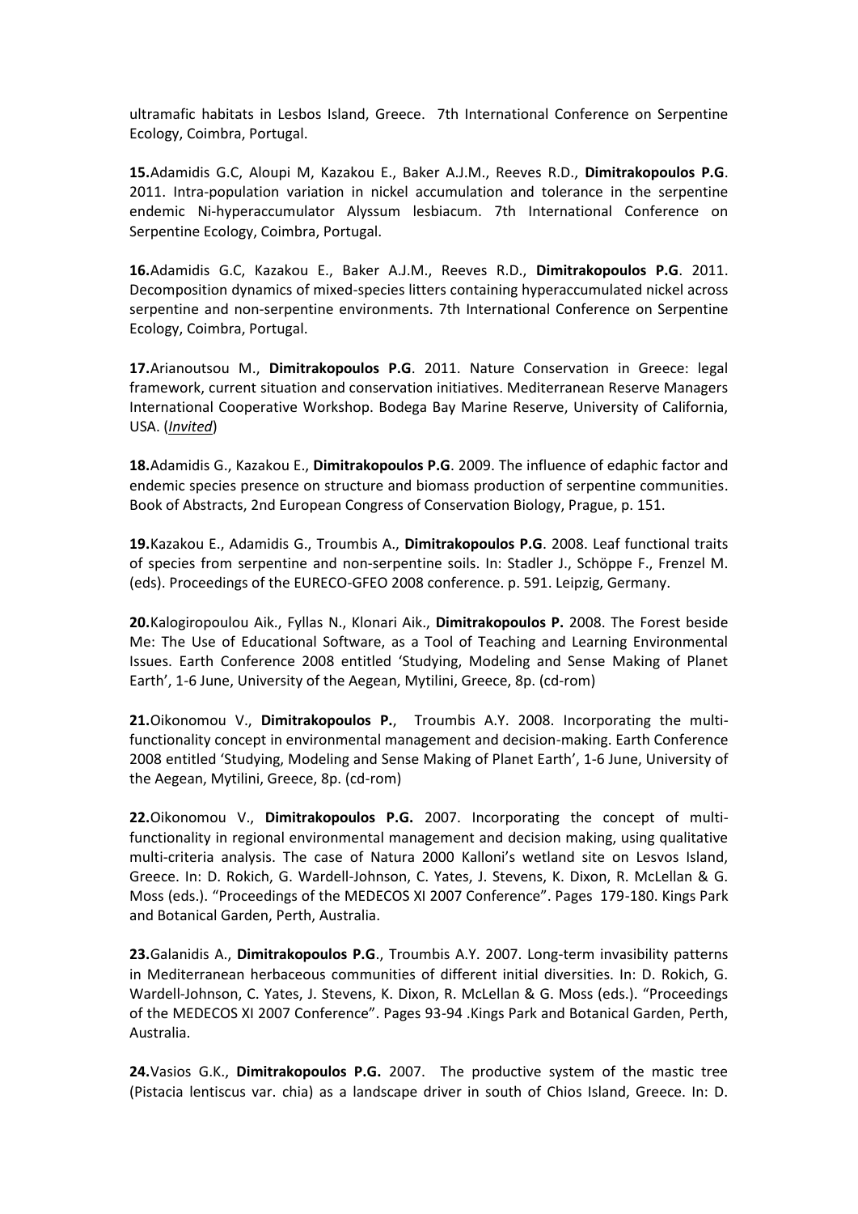ultramafic habitats in Lesbos Island, Greece. 7th International Conference on Serpentine Ecology, Coimbra, Portugal.

**15.**Adamidis G.C, Aloupi M, Kazakou E., Baker A.J.M., Reeves R.D., **Dimitrakopoulos P.G**. 2011. Intra-population variation in nickel accumulation and tolerance in the serpentine endemic Ni-hyperaccumulator Alyssum lesbiacum. 7th International Conference on Serpentine Ecology, Coimbra, Portugal.

**16.**Adamidis G.C, Kazakou E., Baker A.J.M., Reeves R.D., **Dimitrakopoulos P.G**. 2011. Decomposition dynamics of mixed-species litters containing hyperaccumulated nickel across serpentine and non-serpentine environments. 7th International Conference on Serpentine Ecology, Coimbra, Portugal.

**17.**Arianoutsou M., **Dimitrakopoulos P.G**. 2011. Nature Conservation in Greece: legal framework, current situation and conservation initiatives. Mediterranean Reserve Managers International Cooperative Workshop. Bodega Bay Marine Reserve, University of California, USA. (*Invited*)

**18.**Adamidis G., Kazakou E., **Dimitrakopoulos P.G**. 2009. The influence of edaphic factor and endemic species presence on structure and biomass production of serpentine communities. Book of Abstracts, 2nd European Congress of Conservation Biology, Prague, p. 151.

**19.**Kazakou E., Adamidis G., Troumbis A., **Dimitrakopoulos P.G**. 2008. Leaf functional traits of species from serpentine and non-serpentine soils. In: Stadler J., Schöppe F., Frenzel M. (eds). Proceedings of the EURECO-GFEO 2008 conference. p. 591. Leipzig, Germany.

**20.**Kalogiropoulou Aik., Fyllas N., Klonari Aik., **Dimitrakopoulos P.** 2008. The Forest beside Me: The Use of Educational Software, as a Tool of Teaching and Learning Environmental Issues. Earth Conference 2008 entitled 'Studying, Modeling and Sense Making of Planet Earth', 1-6 June, University of the Aegean, Mytilini, Greece, 8p. (cd-rom)

**21.**Oikonomou V., **Dimitrakopoulos P.**, Troumbis A.Y. 2008. Incorporating the multi-functionality concept in environmental management and decision-making. Earth Conference 2008 entitled 'Studying, Modeling and Sense Making of Planet Earth', 1-6 June, University of the Aegean, Mytilini, Greece, 8p. (cd-rom)

**22.**Oikonomou V., **Dimitrakopoulos P.G.** 2007. Incorporating the concept of multi-functionality in regional environmental management and decision making, using qualitative multi-criteria analysis. The case of Natura 2000 Kalloni's wetland site on Lesvos Island, Greece. In: D. Rokich, G. Wardell-Johnson, C. Yates, J. Stevens, K. Dixon, R. McLellan & G. Moss (eds.). "Proceedings of the MEDECOS XI 2007 Conference". Pages 179-180. Kings Park and Botanical Garden, Perth, Australia.

**23.**Galanidis A., **Dimitrakopoulos P.G**., Troumbis A.Y. 2007. Long-term invasibility patterns in Mediterranean herbaceous communities of different initial diversities. In: D. Rokich, G. Wardell-Johnson, C. Yates, J. Stevens, K. Dixon, R. McLellan & G. Moss (eds.). "Proceedings of the MEDECOS XI 2007 Conference". Pages 93-94 .Kings Park and Botanical Garden, Perth, Australia.

**24.**Vasios G.K., **Dimitrakopoulos P.G.** 2007. The productive system of the mastic tree (Pistacia lentiscus var. chia) as a landscape driver in south of Chios Island, Greece. In: D.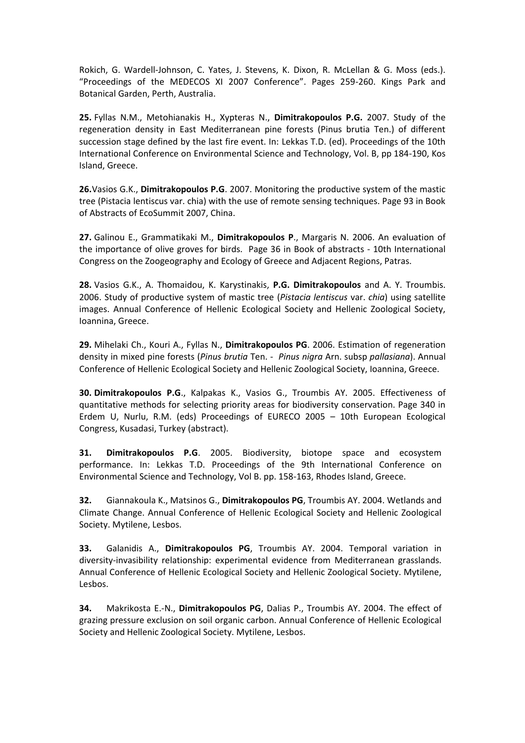Rokich, G. Wardell-Johnson, C. Yates, J. Stevens, K. Dixon, R. McLellan & G. Moss (eds.). "Proceedings of the MEDECOS XI 2007 Conference". Pages 259-260. Kings Park and Botanical Garden, Perth, Australia.

**25.** Fyllas N.M., Metohianakis H., Xypteras N., **Dimitrakopoulos P.G.** 2007. Study of the regeneration density in East Mediterranean pine forests (Pinus brutia Ten.) of different succession stage defined by the last fire event. In: Lekkas T.D. (ed). Proceedings of the 10th International Conference on Environmental Science and Technology, Vol. B, pp 184-190, Kos Island, Greece.

**26.** Vasios G.K., **Dimitrakopoulos P.G**. 2007. Monitoring the productive system of the mastic tree (Pistacia lentiscus var. chia) with the use of remote sensing techniques. Page 93 in Book of Abstracts of EcoSummit 2007, China.

**27.** Galinou E., Grammatikaki M., **Dimitrakopoulos P**., Margaris N. 2006. An evaluation of the importance of olive groves for birds. Page 36 in Book of abstracts - 10th International Congress on the Zoogeography and Ecology of Greece and Adjacent Regions, Patras.

**28.** Vasios G.K., A. Thomaidou, K. Karystinakis, **P.G. Dimitrakopoulos** and A. Y. Troumbis. 2006. Study of productive system of mastic tree (*Pistacia lentiscus* var. *chia*) using satellite images. Annual Conference of Hellenic Ecological Society and Hellenic Zoological Society, Ioannina, Greece.

**29.** Mihelaki Ch., Kouri A., Fyllas N., **Dimitrakopoulos PG**. 2006. Estimation of regeneration density in mixed pine forests (*Pinus brutia* Ten. - *Pinus nigra* Arn. subsp *pallasiana*). Annual Conference of Hellenic Ecological Society and Hellenic Zoological Society, Ioannina, Greece.

**30.** **Dimitrakopoulos P.G**., Kalpakas K., Vasios G., Troumbis AY. 2005. Effectiveness of quantitative methods for selecting priority areas for biodiversity conservation. Page 340 in Erdem U, Nurlu, R.M. (eds) Proceedings of EURECO 2005 – 10th European Ecological Congress, Kusadasi, Turkey (abstract).

**31.** **Dimitrakopoulos P.G**. 2005. Biodiversity, biotope space and ecosystem performance. In: Lekkas T.D. Proceedings of the 9th International Conference on Environmental Science and Technology, Vol B. pp. 158-163, Rhodes Island, Greece.

**32.** Giannakoula K., Matsinos G., **Dimitrakopoulos PG**, Troumbis AY. 2004. Wetlands and Climate Change. Annual Conference of Hellenic Ecological Society and Hellenic Zoological Society. Mytilene, Lesbos.

**33.** Galanidis A., **Dimitrakopoulos PG**, Troumbis AY. 2004. Temporal variation in diversity-invasibility relationship: experimental evidence from Mediterranean grasslands. Annual Conference of Hellenic Ecological Society and Hellenic Zoological Society. Mytilene, Lesbos.

**34.** Makrikosta E.-N., **Dimitrakopoulos PG**, Dalias P., Troumbis AY. 2004. The effect of grazing pressure exclusion on soil organic carbon. Annual Conference of Hellenic Ecological Society and Hellenic Zoological Society. Mytilene, Lesbos.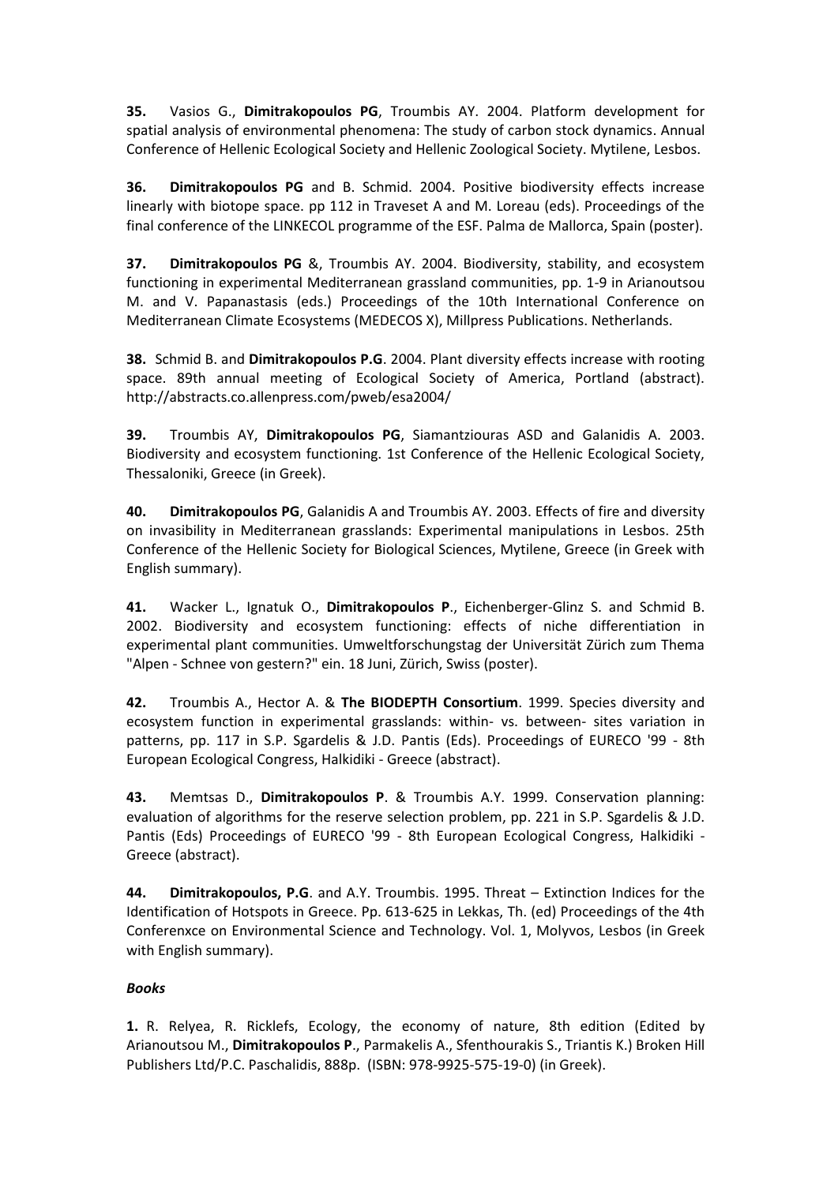**35.** Vasios G., **Dimitrakopoulos PG**, Troumbis AY. 2004. Platform development for spatial analysis of environmental phenomena: The study of carbon stock dynamics. Annual Conference of Hellenic Ecological Society and Hellenic Zoological Society. Mytilene, Lesbos.

**36.** **Dimitrakopoulos PG** and B. Schmid. 2004. Positive biodiversity effects increase linearly with biotope space. pp 112 in Traveset A and M. Loreau (eds). Proceedings of the final conference of the LINKECOL programme of the ESF. Palma de Mallorca, Spain (poster).

**37.** **Dimitrakopoulos PG** &, Troumbis AY. 2004. Biodiversity, stability, and ecosystem functioning in experimental Mediterranean grassland communities, pp. 1-9 in Arianoutsou M. and V. Papanastasis (eds.) Proceedings of the 10th International Conference on Mediterranean Climate Ecosystems (MEDECOS X), Millpress Publications. Netherlands.

**38.** Schmid B. and **Dimitrakopoulos P.G**. 2004. Plant diversity effects increase with rooting space. 89th annual meeting of Ecological Society of America, Portland (abstract). http://abstracts.co.allenpress.com/pweb/esa2004/

**39.** Troumbis AY, **Dimitrakopoulos PG**, Siamantziouras ASD and Galanidis A. 2003. Biodiversity and ecosystem functioning. 1st Conference of the Hellenic Ecological Society, Thessaloniki, Greece (in Greek).

**40.** **Dimitrakopoulos PG**, Galanidis A and Troumbis AY. 2003. Effects of fire and diversity on invasibility in Mediterranean grasslands: Experimental manipulations in Lesbos. 25th Conference of the Hellenic Society for Biological Sciences, Mytilene, Greece (in Greek with English summary).

**41.** Wacker L., Ignatuk O., **Dimitrakopoulos P**., Eichenberger-Glinz S. and Schmid B. 2002. Biodiversity and ecosystem functioning: effects of niche differentiation in experimental plant communities. Umweltforschungstag der Universität Zürich zum Thema "Alpen - Schnee von gestern?" ein. 18 Juni, Zürich, Swiss (poster).

**42.** Troumbis A., Hector A. & **The BIODEPTH Consortium**. 1999. Species diversity and ecosystem function in experimental grasslands: within- vs. between- sites variation in patterns, pp. 117 in S.P. Sgardelis & J.D. Pantis (Eds). Proceedings of EURECO '99 - 8th European Ecological Congress, Halkidiki - Greece (abstract).

**43.** Memtsas D., **Dimitrakopoulos P**. & Troumbis A.Y. 1999. Conservation planning: evaluation of algorithms for the reserve selection problem, pp. 221 in S.P. Sgardelis & J.D. Pantis (Eds) Proceedings of EURECO '99 - 8th European Ecological Congress, Halkidiki - Greece (abstract).

**44.** **Dimitrakopoulos, P.G**. and A.Y. Troumbis. 1995. Threat – Extinction Indices for the Identification of Hotspots in Greece. Pp. 613-625 in Lekkas, Th. (ed) Proceedings of the 4th Conferenxce on Environmental Science and Technology. Vol. 1, Molyvos, Lesbos (in Greek with English summary).

***Books***

**1.** R. Relyea, R. Ricklefs, Ecology, the economy of nature, 8th edition (Edited by Arianoutsou M., **Dimitrakopoulos P**., Parmakelis A., Sfenthourakis S., Triantis K.) Broken Hill Publishers Ltd/P.C. Paschalidis, 888p. (ISBN: 978-9925-575-19-0) (in Greek).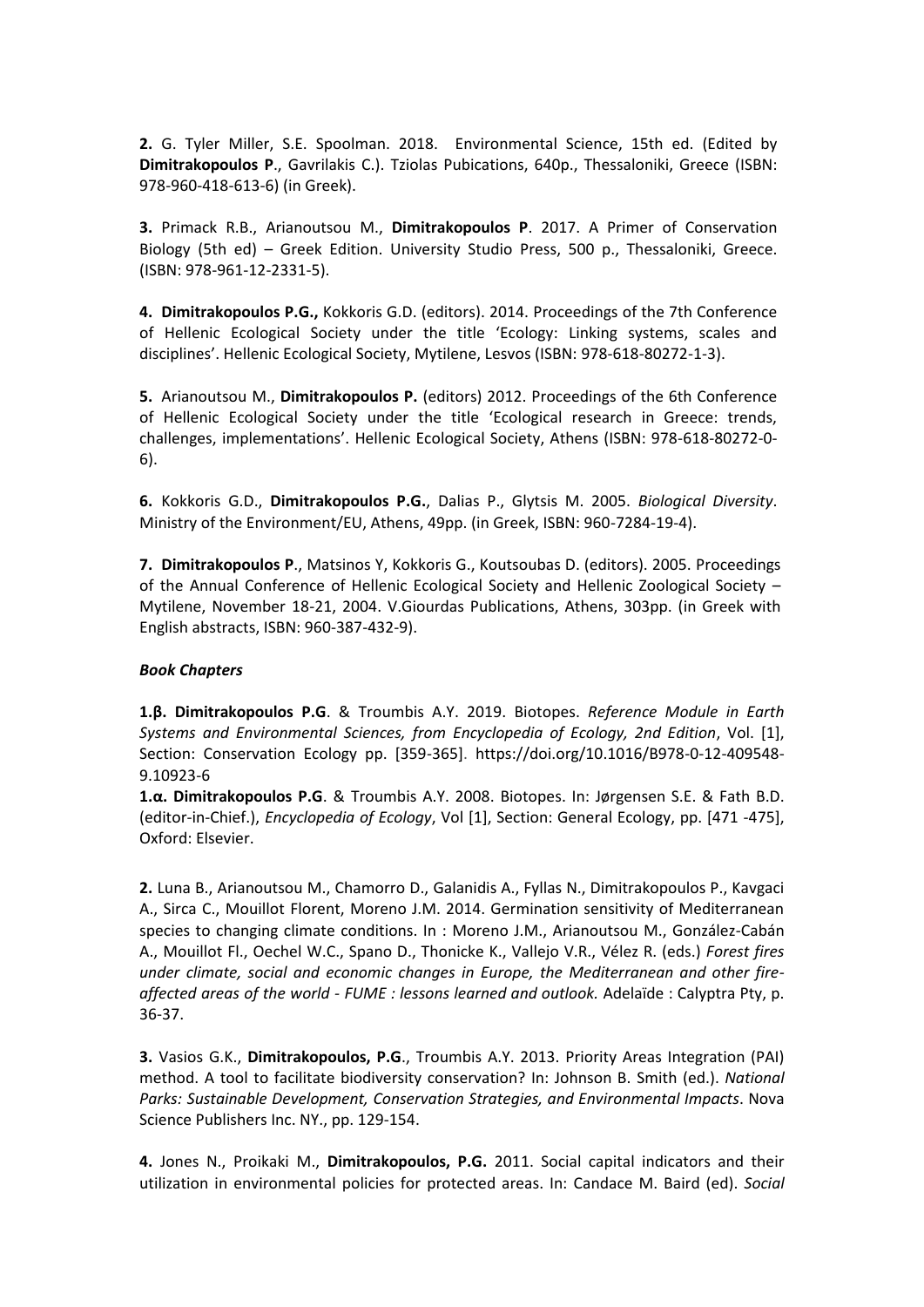**2.** G. Tyler Miller, S.E. Spoolman. 2018. Environmental Science, 15th ed. (Edited by **Dimitrakopoulos P**., Gavrilakis C.). Tziolas Pubications, 640p., Thessaloniki, Greece (ISBN: 978-960-418-613-6) (in Greek).

**3.** Primack R.B., Arianoutsou M., **Dimitrakopoulos P**. 2017. A Primer of Conservation Biology (5th ed) – Greek Edition. University Studio Press, 500 p., Thessaloniki, Greece. (ISBN: 978-961-12-2331-5).

**4. Dimitrakopoulos P.G.,** Kokkoris G.D. (editors). 2014. Proceedings of the 7th Conference of Hellenic Ecological Society under the title 'Ecology: Linking systems, scales and disciplines'. Hellenic Ecological Society, Mytilene, Lesvos (ISBN: 978-618-80272-1-3).

**5.** Arianoutsou M., **Dimitrakopoulos P.** (editors) 2012. Proceedings of the 6th Conference of Hellenic Ecological Society under the title 'Ecological research in Greece: trends, challenges, implementations'. Hellenic Ecological Society, Athens (ISBN: 978-618-80272-0-6).

**6.** Kokkoris G.D., **Dimitrakopoulos P.G.**, Dalias P., Glytsis M. 2005. *Biological Diversity*. Ministry of the Environment/EU, Athens, 49pp. (in Greek, ISBN: 960-7284-19-4).

**7. Dimitrakopoulos P**., Matsinos Y, Kokkoris G., Koutsoubas D. (editors). 2005. Proceedings of the Annual Conference of Hellenic Ecological Society and Hellenic Zoological Society – Mytilene, November 18-21, 2004. V.Giourdas Publications, Athens, 303pp. (in Greek with English abstracts, ISBN: 960-387-432-9).

***Book Chapters***

**1.β. Dimitrakopoulos P.G**. & Troumbis A.Y. 2019. Biotopes. *Reference Module in Earth Systems and Environmental Sciences, from Encyclopedia of Ecology, 2nd Edition*, Vol. [1], Section: Conservation Ecology pp. [359-365]. https://doi.org/10.1016/B978-0-12-409548-9.10923-6

**1.α. Dimitrakopoulos P.G**. & Troumbis A.Y. 2008. Biotopes. In: Jørgensen S.E. & Fath B.D. (editor-in-Chief.), *Encyclopedia of Ecology*, Vol [1], Section: General Ecology, pp. [471 -475], Oxford: Elsevier.

**2.** Luna B., Arianoutsou M., Chamorro D., Galanidis A., Fyllas N., Dimitrakopoulos P., Kavgaci A., Sirca C., Mouillot Florent, Moreno J.M. 2014. Germination sensitivity of Mediterranean species to changing climate conditions. In : Moreno J.M., Arianoutsou M., González-Cabán A., Mouillot Fl., Oechel W.C., Spano D., Thonicke K., Vallejo V.R., Vélez R. (eds.) *Forest fires under climate, social and economic changes in Europe, the Mediterranean and other fire-affected areas of the world - FUME : lessons learned and outlook.* Adelaïde : Calyptra Pty, p. 36-37.

**3.** Vasios G.K., **Dimitrakopoulos, P.G**., Troumbis A.Y. 2013. Priority Areas Integration (PAI) method. A tool to facilitate biodiversity conservation? In: Johnson B. Smith (ed.). *National Parks: Sustainable Development, Conservation Strategies, and Environmental Impacts*. Nova Science Publishers Inc. NY., pp. 129-154.

**4.** Jones N., Proikaki M., **Dimitrakopoulos, P.G.** 2011. Social capital indicators and their utilization in environmental policies for protected areas. In: Candace M. Baird (ed). *Social*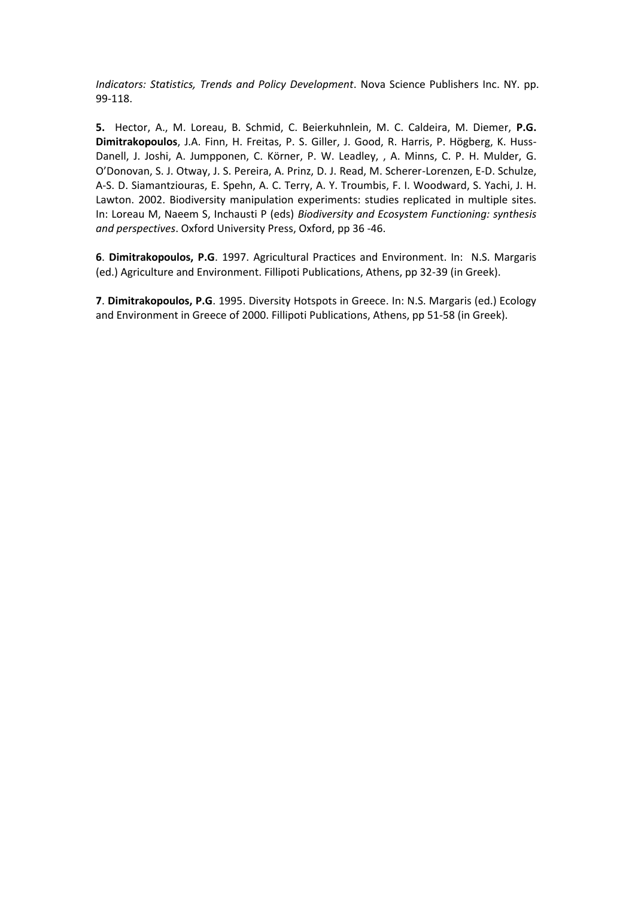*Indicators: Statistics, Trends and Policy Development*. Nova Science Publishers Inc. NY. pp. 99-118.

**5.** Hector, A., M. Loreau, B. Schmid, C. Beierkuhnlein, M. C. Caldeira, M. Diemer, **P.G. Dimitrakopoulos**, J.A. Finn, H. Freitas, P. S. Giller, J. Good, R. Harris, P. Högberg, K. Huss-Danell, J. Joshi, A. Jumpponen, C. Körner, P. W. Leadley, , A. Minns, C. P. H. Mulder, G. O'Donovan, S. J. Otway, J. S. Pereira, A. Prinz, D. J. Read, M. Scherer-Lorenzen, E-D. Schulze, A-S. D. Siamantziouras, E. Spehn, A. C. Terry, A. Y. Troumbis, F. I. Woodward, S. Yachi, J. H. Lawton. 2002. Biodiversity manipulation experiments: studies replicated in multiple sites. In: Loreau M, Naeem S, Inchausti P (eds) *Biodiversity and Ecosystem Functioning: synthesis and perspectives*. Oxford University Press, Oxford, pp 36 -46.

**6**. **Dimitrakopoulos, P.G**. 1997. Agricultural Practices and Environment. In: N.S. Margaris (ed.) Agriculture and Environment. Fillipoti Publications, Athens, pp 32-39 (in Greek).

**7**. **Dimitrakopoulos, P.G**. 1995. Diversity Hotspots in Greece. In: N.S. Margaris (ed.) Ecology and Environment in Greece of 2000. Fillipoti Publications, Athens, pp 51-58 (in Greek).